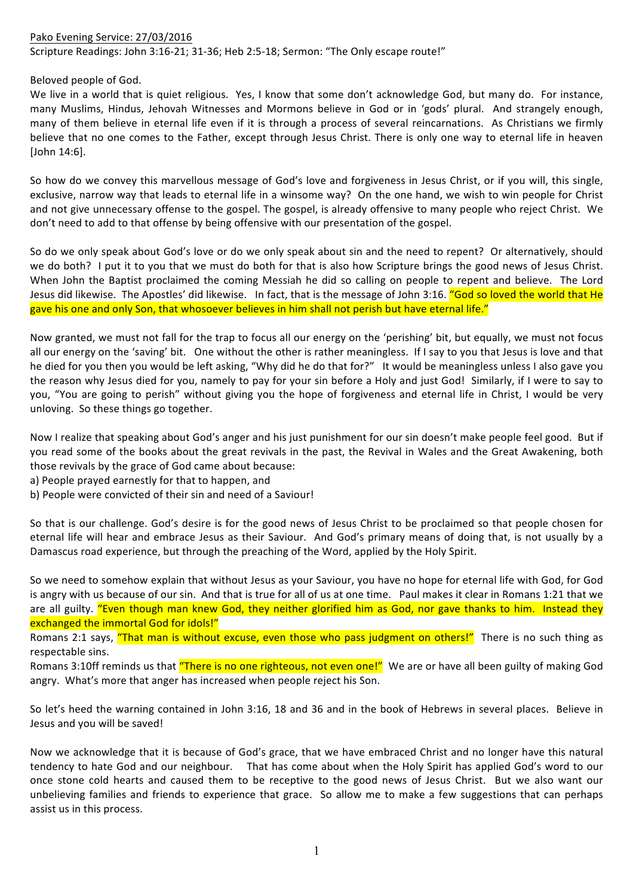<u>Pako Evening Service: 27/03/2016</u>

Scripture Readings: John 3:16-21; 31-36; Heb 2:5-18; Sermon: "The Only escape route!"

Beloved people of God.

We live in a world that is quiet religious. Yes, I know that some don't acknowledge God, but many do. For instance, many Muslims, Hindus, Jehovah Witnesses and Mormons believe in God or in 'gods' plural. And strangely enough, many of them believe in eternal life even if it is through a process of several reincarnations. As Christians we firmly believe that no one comes to the Father, except through Jesus Christ. There is only one way to eternal life in heaven [John 14:6].

So how do we convey this marvellous message of God's love and forgiveness in Jesus Christ, or if you will, this single, exclusive, narrow way that leads to eternal life in a winsome way? On the one hand, we wish to win people for Christ and not give unnecessary offense to the gospel. The gospel, is already offensive to many people who reject Christ. We don't need to add to that offense by being offensive with our presentation of the gospel.

So do we only speak about God's love or do we only speak about sin and the need to repent? Or alternatively, should we do both? I put it to you that we must do both for that is also how Scripture brings the good news of Jesus Christ. When John the Baptist proclaimed the coming Messiah he did so calling on people to repent and believe. The Lord Jesus did likewise. The Apostles' did likewise. In fact, that is the message of John 3:16. "God so loved the world that He gave his one and only Son, that whosoever believes in him shall not perish but have eternal life."

Now granted, we must not fall for the trap to focus all our energy on the 'perishing' bit, but equally, we must not focus all our energy on the 'saving' bit. One without the other is rather meaningless. If I say to you that Jesus is love and that he died for you then you would be left asking, "Why did he do that for?" It would be meaningless unless I also gave you the reason why Jesus died for you, namely to pay for your sin before a Holy and just God! Similarly, if I were to say to you, "You are going to perish" without giving you the hope of forgiveness and eternal life in Christ, I would be very unloving. So these things go together.

Now I realize that speaking about God's anger and his just punishment for our sin doesn't make people feel good. But if you read some of the books about the great revivals in the past, the Revival in Wales and the Great Awakening, both those revivals by the grace of God came about because:

a) People prayed earnestly for that to happen, and
b) People were convicted of their sin and need of a Saviour!

So that is our challenge. God's desire is for the good news of Jesus Christ to be proclaimed so that people chosen for eternal life will hear and embrace Jesus as their Saviour. And God's primary means of doing that, is not usually by a Damascus road experience, but through the preaching of the Word, applied by the Holy Spirit.

So we need to somehow explain that without Jesus as your Saviour, you have no hope for eternal life with God, for God is angry with us because of our sin. And that is true for all of us at one time. Paul makes it clear in Romans 1:21 that we are all guilty. "Even though man knew God, they neither glorified him as God, nor gave thanks to him. Instead they exchanged the immortal God for idols!"

Romans 2:1 says, "That man is without excuse, even those who pass judgment on others!" There is no such thing as respectable sins.

Romans 3:10ff reminds us that "There is no one righteous, not even one!" We are or have all been guilty of making God angry. What's more that anger has increased when people reject his Son.

So let's heed the warning contained in John 3:16, 18 and 36 and in the book of Hebrews in several places. Believe in Jesus and you will be saved!

Now we acknowledge that it is because of God's grace, that we have embraced Christ and no longer have this natural tendency to hate God and our neighbour. That has come about when the Holy Spirit has applied God's word to our once stone cold hearts and caused them to be receptive to the good news of Jesus Christ. But we also want our unbelieving families and friends to experience that grace. So allow me to make a few suggestions that can perhaps assist us in this process.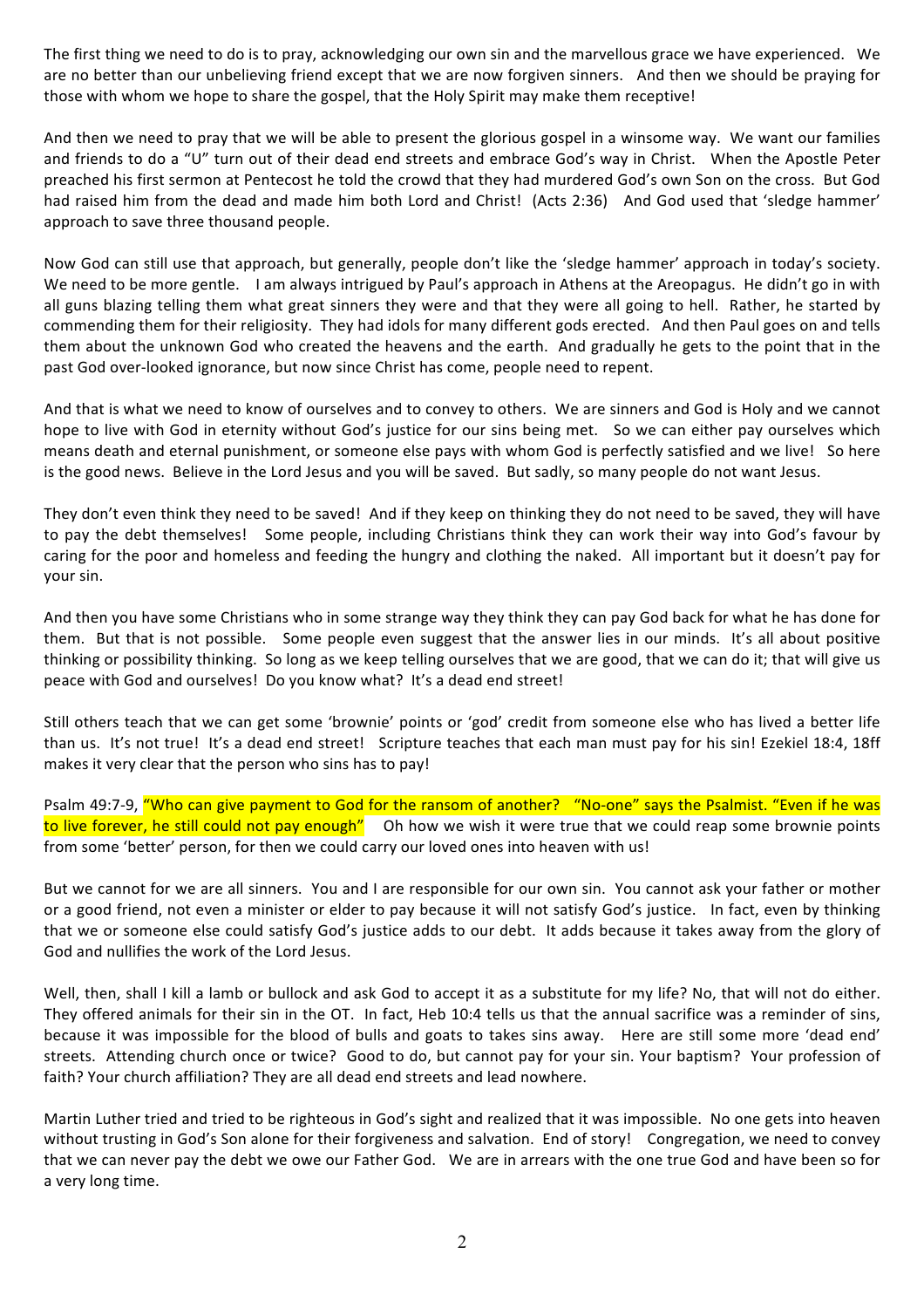The first thing we need to do is to pray, acknowledging our own sin and the marvellous grace we have experienced. We are no better than our unbelieving friend except that we are now forgiven sinners. And then we should be praying for those with whom we hope to share the gospel, that the Holy Spirit may make them receptive!

And then we need to pray that we will be able to present the glorious gospel in a winsome way. We want our families and friends to do a "U" turn out of their dead end streets and embrace God's way in Christ. When the Apostle Peter preached his first sermon at Pentecost he told the crowd that they had murdered God's own Son on the cross. But God had raised him from the dead and made him both Lord and Christ! (Acts 2:36) And God used that 'sledge hammer' approach to save three thousand people.

Now God can still use that approach, but generally, people don't like the 'sledge hammer' approach in today's society. We need to be more gentle. I am always intrigued by Paul's approach in Athens at the Areopagus. He didn't go in with all guns blazing telling them what great sinners they were and that they were all going to hell. Rather, he started by commending them for their religiosity. They had idols for many different gods erected. And then Paul goes on and tells them about the unknown God who created the heavens and the earth. And gradually he gets to the point that in the past God over-looked ignorance, but now since Christ has come, people need to repent.

And that is what we need to know of ourselves and to convey to others. We are sinners and God is Holy and we cannot hope to live with God in eternity without God's justice for our sins being met. So we can either pay ourselves which means death and eternal punishment, or someone else pays with whom God is perfectly satisfied and we live! So here is the good news. Believe in the Lord Jesus and you will be saved. But sadly, so many people do not want Jesus.

They don't even think they need to be saved! And if they keep on thinking they do not need to be saved, they will have to pay the debt themselves! Some people, including Christians think they can work their way into God's favour by caring for the poor and homeless and feeding the hungry and clothing the naked. All important but it doesn't pay for your sin.

And then you have some Christians who in some strange way they think they can pay God back for what he has done for them. But that is not possible. Some people even suggest that the answer lies in our minds. It's all about positive thinking or possibility thinking. So long as we keep telling ourselves that we are good, that we can do it; that will give us peace with God and ourselves! Do you know what? It's a dead end street!

Still others teach that we can get some 'brownie' points or 'god' credit from someone else who has lived a better life than us. It's not true! It's a dead end street! Scripture teaches that each man must pay for his sin! Ezekiel 18:4, 18ff makes it very clear that the person who sins has to pay!

Psalm 49:7-9, "Who can give payment to God for the ransom of another? "No-one" says the Psalmist. "Even if he was to live forever, he still could not pay enough" Oh how we wish it were true that we could reap some brownie points from some 'better' person, for then we could carry our loved ones into heaven with us!

But we cannot for we are all sinners. You and I are responsible for our own sin. You cannot ask your father or mother or a good friend, not even a minister or elder to pay because it will not satisfy God's justice. In fact, even by thinking that we or someone else could satisfy God's justice adds to our debt. It adds because it takes away from the glory of God and nullifies the work of the Lord Jesus.

Well, then, shall I kill a lamb or bullock and ask God to accept it as a substitute for my life? No, that will not do either. They offered animals for their sin in the OT. In fact, Heb 10:4 tells us that the annual sacrifice was a reminder of sins, because it was impossible for the blood of bulls and goats to takes sins away. Here are still some more 'dead end' streets. Attending church once or twice? Good to do, but cannot pay for your sin. Your baptism? Your profession of faith? Your church affiliation? They are all dead end streets and lead nowhere.

Martin Luther tried and tried to be righteous in God's sight and realized that it was impossible. No one gets into heaven without trusting in God's Son alone for their forgiveness and salvation. End of story! Congregation, we need to convey that we can never pay the debt we owe our Father God. We are in arrears with the one true God and have been so for a very long time.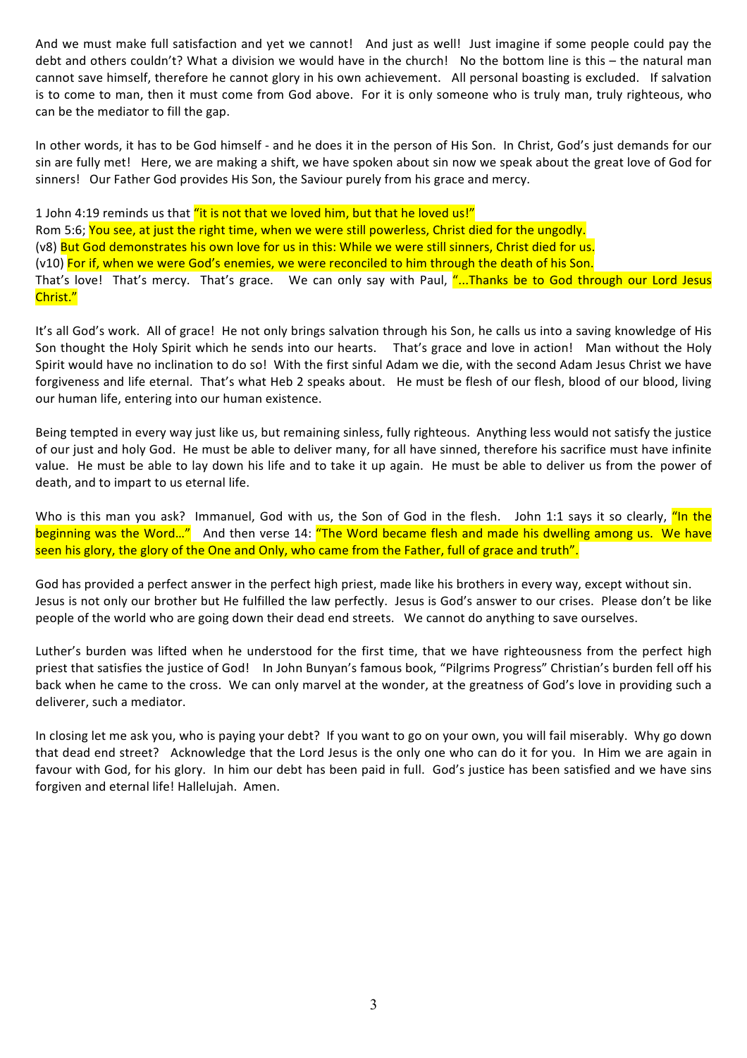And we must make full satisfaction and yet we cannot! And just as well! Just imagine if some people could pay the debt and others couldn't? What a division we would have in the church! No the bottom line is this – the natural man cannot save himself, therefore he cannot glory in his own achievement. All personal boasting is excluded. If salvation is to come to man, then it must come from God above. For it is only someone who is truly man, truly righteous, who can be the mediator to fill the gap.

In other words, it has to be God himself - and he does it in the person of His Son. In Christ, God's just demands for our sin are fully met! Here, we are making a shift, we have spoken about sin now we speak about the great love of God for sinners! Our Father God provides His Son, the Saviour purely from his grace and mercy.

1 John 4:19 reminds us that "it is not that we loved him, but that he loved us!"
Rom 5:6; You see, at just the right time, when we were still powerless, Christ died for the ungodly.
(v8) But God demonstrates his own love for us in this: While we were still sinners, Christ died for us.
(v10) For if, when we were God's enemies, we were reconciled to him through the death of his Son.
That's love! That's mercy. That's grace. We can only say with Paul, "...Thanks be to God through our Lord Jesus Christ."

It's all God's work. All of grace! He not only brings salvation through his Son, he calls us into a saving knowledge of His Son thought the Holy Spirit which he sends into our hearts. That's grace and love in action! Man without the Holy Spirit would have no inclination to do so! With the first sinful Adam we die, with the second Adam Jesus Christ we have forgiveness and life eternal. That's what Heb 2 speaks about. He must be flesh of our flesh, blood of our blood, living our human life, entering into our human existence.

Being tempted in every way just like us, but remaining sinless, fully righteous. Anything less would not satisfy the justice of our just and holy God. He must be able to deliver many, for all have sinned, therefore his sacrifice must have infinite value. He must be able to lay down his life and to take it up again. He must be able to deliver us from the power of death, and to impart to us eternal life.

Who is this man you ask? Immanuel, God with us, the Son of God in the flesh. John 1:1 says it so clearly, "In the beginning was the Word…" And then verse 14: "The Word became flesh and made his dwelling among us. We have seen his glory, the glory of the One and Only, who came from the Father, full of grace and truth".

God has provided a perfect answer in the perfect high priest, made like his brothers in every way, except without sin. Jesus is not only our brother but He fulfilled the law perfectly. Jesus is God's answer to our crises. Please don't be like people of the world who are going down their dead end streets. We cannot do anything to save ourselves.

Luther's burden was lifted when he understood for the first time, that we have righteousness from the perfect high priest that satisfies the justice of God! In John Bunyan's famous book, "Pilgrims Progress" Christian's burden fell off his back when he came to the cross. We can only marvel at the wonder, at the greatness of God's love in providing such a deliverer, such a mediator.

In closing let me ask you, who is paying your debt? If you want to go on your own, you will fail miserably. Why go down that dead end street? Acknowledge that the Lord Jesus is the only one who can do it for you. In Him we are again in favour with God, for his glory. In him our debt has been paid in full. God's justice has been satisfied and we have sins forgiven and eternal life! Hallelujah. Amen.